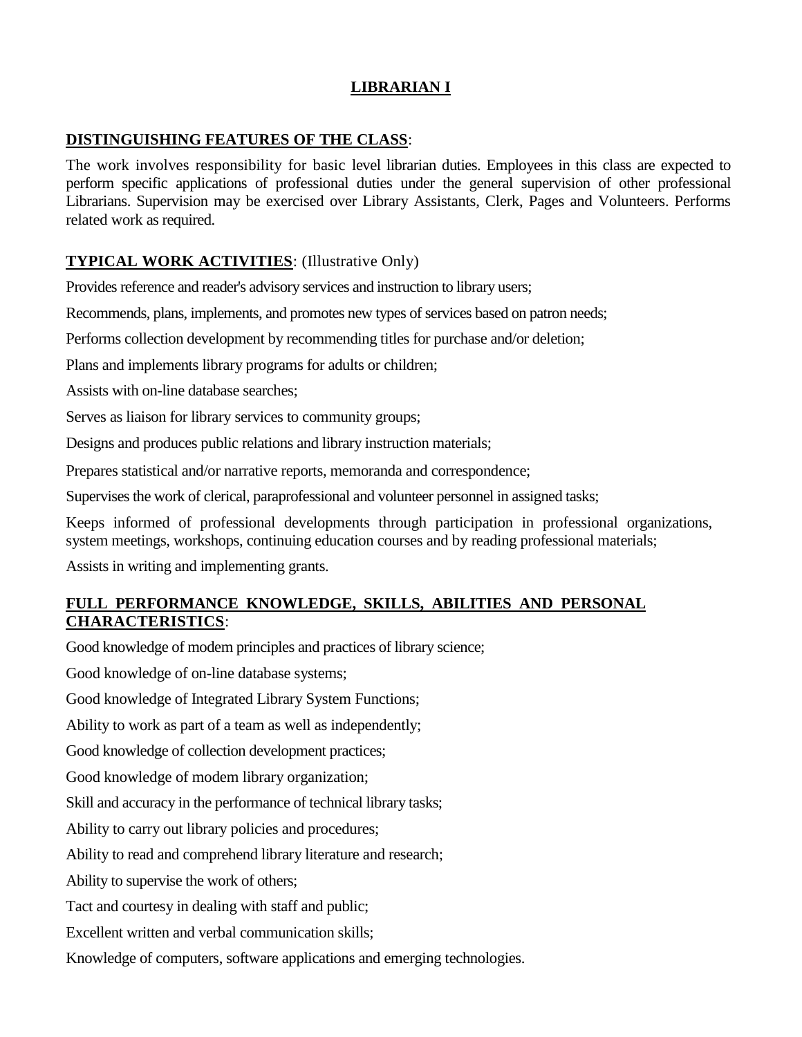# LIBRARIAN I

## DISTINGUISHING FEATURES OF THE CLASS:

The work involves responsibility for basic level librarian duties. Employees in this class are expected to perform specific applications of professional duties under the general supervision of other professional Librarians. Supervision may be exercised over Library Assistants, Clerk, Pages and Volunteers. Performs related work as required.

## TYPICAL WORK ACTIVITIES: (Illustrative Only)

Provides reference and reader's advisory services and instruction to library users;

Recommends, plans, implements, and promotes new types of services based on patron needs;

Performs collection development by recommending titles for purchase and/or deletion;

Plans and implements library programs for adults or children;

Assists with on-line database searches;

Serves as liaison for library services to community groups;

Designs and produces public relations and library instruction materials;

Prepares statistical and/or narrative reports, memoranda and correspondence;

Supervises the work of clerical, paraprofessional and volunteer personnel in assigned tasks;

Keeps informed of professional developments through participation in professional organizations, system meetings, workshops, continuing education courses and by reading professional materials;

Assists in writing and implementing grants.

## FULL PERFORMANCE KNOWLEDGE, SKILLS, ABILITIES AND PERSONAL CHARACTERISTICS:

Good knowledge of modem principles and practices of library science;

Good knowledge of on-line database systems;

Good knowledge of Integrated Library System Functions;

Ability to work as part of a team as well as independently;

Good knowledge of collection development practices;

Good knowledge of modem library organization;

Skill and accuracy in the performance of technical library tasks;

Ability to carry out library policies and procedures;

Ability to read and comprehend library literature and research;

Ability to supervise the work of others;

Tact and courtesy in dealing with staff and public;

Excellent written and verbal communication skills;

Knowledge of computers, software applications and emerging technologies.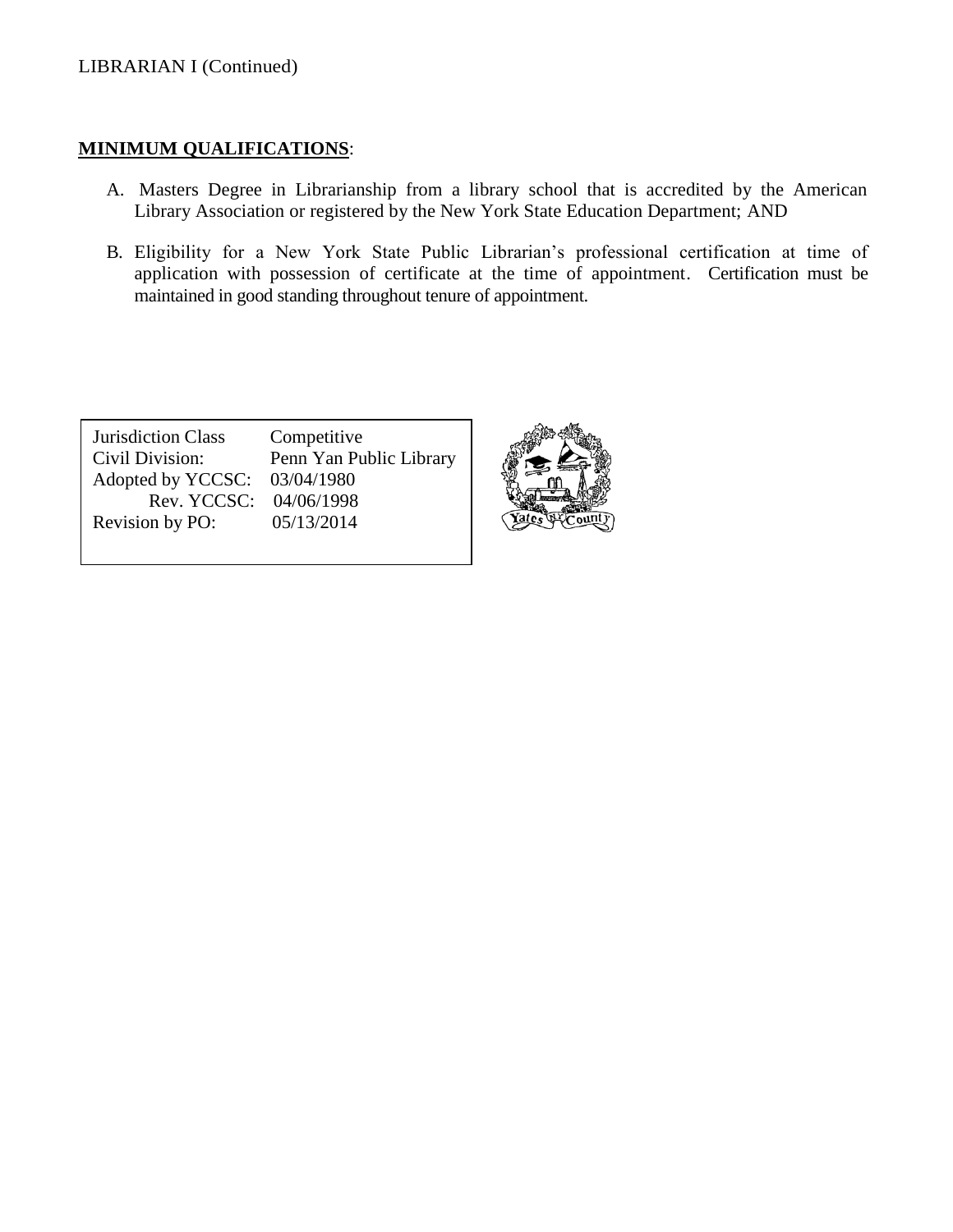LIBRARIAN I (Continued)

**MINIMUM QUALIFICATIONS**:

A. Masters Degree in Librarianship from a library school that is accredited by the American Library Association or registered by the New York State Education Department; AND

B. Eligibility for a New York State Public Librarian's professional certification at time of application with possession of certificate at the time of appointment. Certification must be maintained in good standing throughout tenure of appointment.

| | |
|---|---|
| Jurisdiction Class | Competitive |
| Civil Division: | Penn Yan Public Library |
| Adopted by YCCSC: | 03/04/1980 |
| Rev. YCCSC: | 04/06/1998 |
| Revision by PO: | 05/13/2014 |